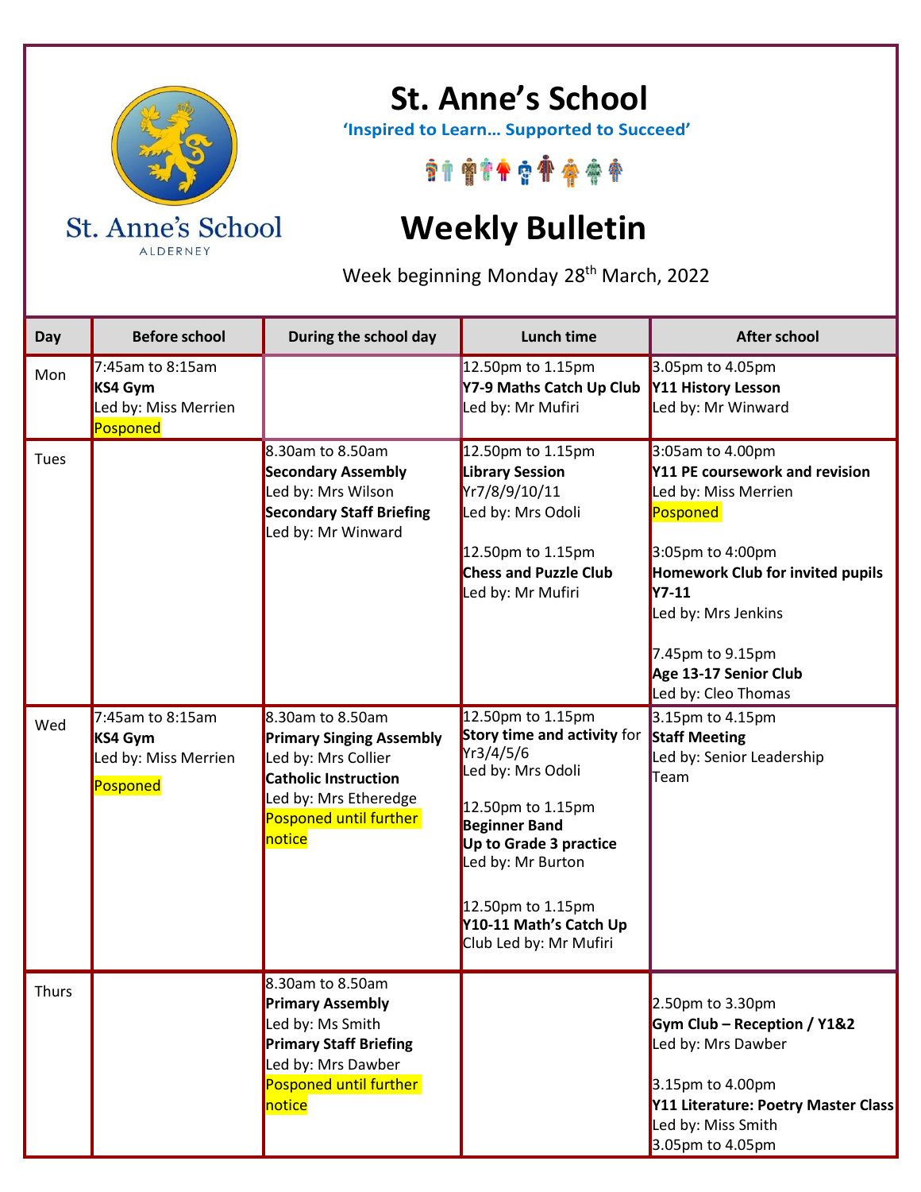# St. Anne's School

**'Inspired to Learn… Supported to Succeed'**

St. Anne's School
ALDERNEY

# Weekly Bulletin

Week beginning Monday 28th March, 2022

| Day | Before school | During the school day | Lunch time | After school |
|---|---|---|---|---|
| Mon | 7:45am to 8:15am<br>**KS4 Gym**<br>Led by: Miss Merrien<br>Posponed | | 12.50pm to 1.15pm<br>**Y7-9 Maths Catch Up Club**<br>Led by: Mr Mufiri | 3.05pm to 4.05pm<br>**Y11 History Lesson**<br>Led by: Mr Winward |
| Tues | | 8.30am to 8.50am<br>**Secondary Assembly**<br>Led by: Mrs Wilson<br>**Secondary Staff Briefing**<br>Led by: Mr Winward | 12.50pm to 1.15pm<br>**Library Session**<br>Yr7/8/9/10/11<br>Led by: Mrs Odoli<br><br>12.50pm to 1.15pm<br>**Chess and Puzzle Club**<br>Led by: Mr Mufiri | 3:05am to 4.00pm<br>**Y11 PE coursework and revision**<br>Led by: Miss Merrien<br>Posponed<br><br>3:05pm to 4:00pm<br>**Homework Club for invited pupils Y7-11**<br>Led by: Mrs Jenkins<br><br>7.45pm to 9.15pm<br>**Age 13-17 Senior Club**<br>Led by: Cleo Thomas |
| Wed | 7:45am to 8:15am<br>**KS4 Gym**<br>Led by: Miss Merrien<br>Posponed | 8.30am to 8.50am<br>**Primary Singing Assembly**<br>Led by: Mrs Collier<br>**Catholic Instruction**<br>Led by: Mrs Etheredge<br>Posponed until further notice | 12.50pm to 1.15pm<br>**Story time and activity** for Yr3/4/5/6<br>Led by: Mrs Odoli<br><br>12.50pm to 1.15pm<br>**Beginner Band**<br>**Up to Grade 3 practice**<br>Led by: Mr Burton<br><br>12.50pm to 1.15pm<br>**Y10-11 Math's Catch Up** Club Led by: Mr Mufiri | 3.15pm to 4.15pm<br>**Staff Meeting**<br>Led by: Senior Leadership Team |
| Thurs | | 8.30am to 8.50am<br>**Primary Assembly**<br>Led by: Ms Smith<br>**Primary Staff Briefing**<br>Led by: Mrs Dawber<br>Posponed until further notice | | 2.50pm to 3.30pm<br>**Gym Club – Reception / Y1&2**<br>Led by: Mrs Dawber<br><br>3.15pm to 4.00pm<br>**Y11 Literature: Poetry Master Class**<br>Led by: Miss Smith<br>3.05pm to 4.05pm |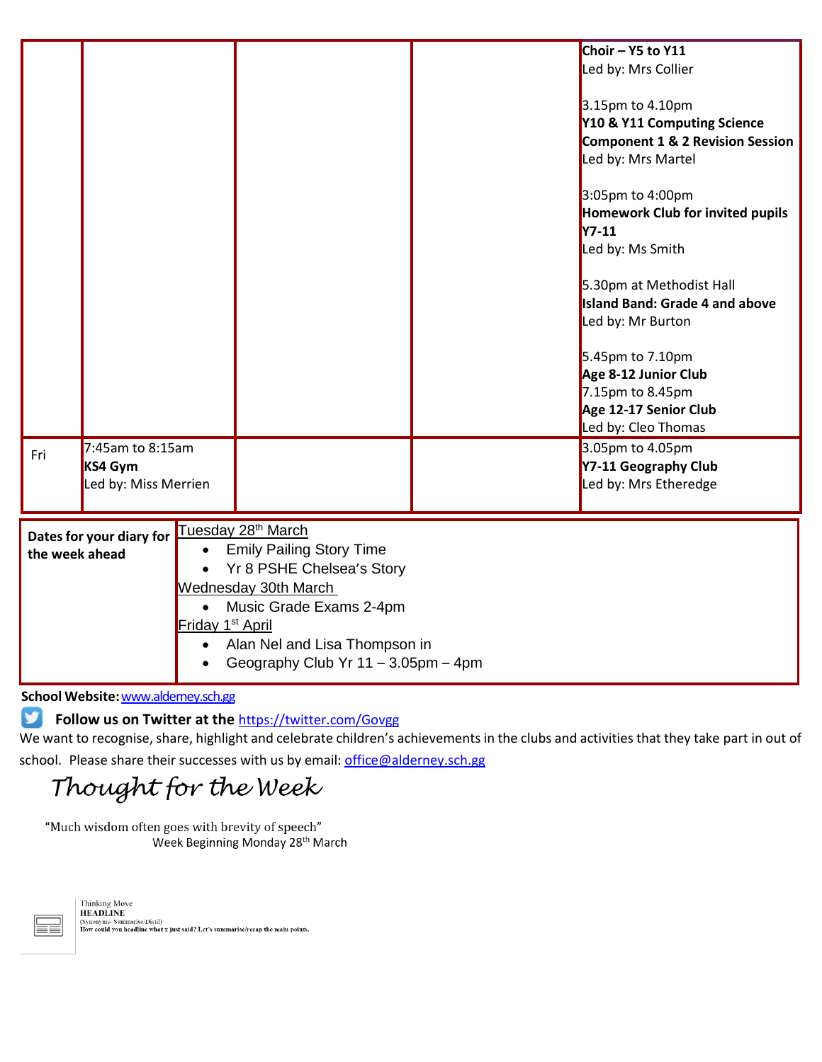| | | | | |
|---|---|---|---|---|
| | | | | **Choir – Y5 to Y11**<br>Led by: Mrs Collier<br><br>3.15pm to 4.10pm<br>**Y10 & Y11 Computing Science Component 1 & 2 Revision Session**<br>Led by: Mrs Martel<br><br>3:05pm to 4:00pm<br>**Homework Club for invited pupils Y7-11**<br>Led by: Ms Smith<br><br>5.30pm at Methodist Hall<br>**Island Band: Grade 4 and above**<br>Led by: Mr Burton<br><br>5.45pm to 7.10pm<br>**Age 8-12 Junior Club**<br>7.15pm to 8.45pm<br>**Age 12-17 Senior Club**<br>Led by: Cleo Thomas |
| Fri | 7:45am to 8:15am<br>**KS4 Gym**<br>Led by: Miss Merrien | | | 3.05pm to 4.05pm<br>**Y7-11 Geography Club**<br>Led by: Mrs Etheredge |

| | |
|---|---|
| **Dates for your diary for the week ahead** | <u>Tuesday 28th March</u><br>• Emily Pailing Story Time<br>• Yr 8 PSHE Chelsea's Story<br><u>Wednesday 30th March</u><br>• Music Grade Exams 2-4pm<br><u>Friday 1st April</u><br>• Alan Nel and Lisa Thompson in<br>• Geography Club Yr 11 – 3.05pm – 4pm |

**School Website:** www.alderney.sch.gg

**Follow us on Twitter at the** https://twitter.com/Govgg

We want to recognise, share, highlight and celebrate children's achievements in the clubs and activities that they take part in out of school. Please share their successes with us by email: office@alderney.sch.gg

## *Thought for the Week*

"Much wisdom often goes with brevity of speech"

Week Beginning Monday 28th March

Thinking Move
**HEADLINE**
(Synonyms- Summarise/Distil)
**How could you headline what x just said? Let's summarise/recap the main points.**